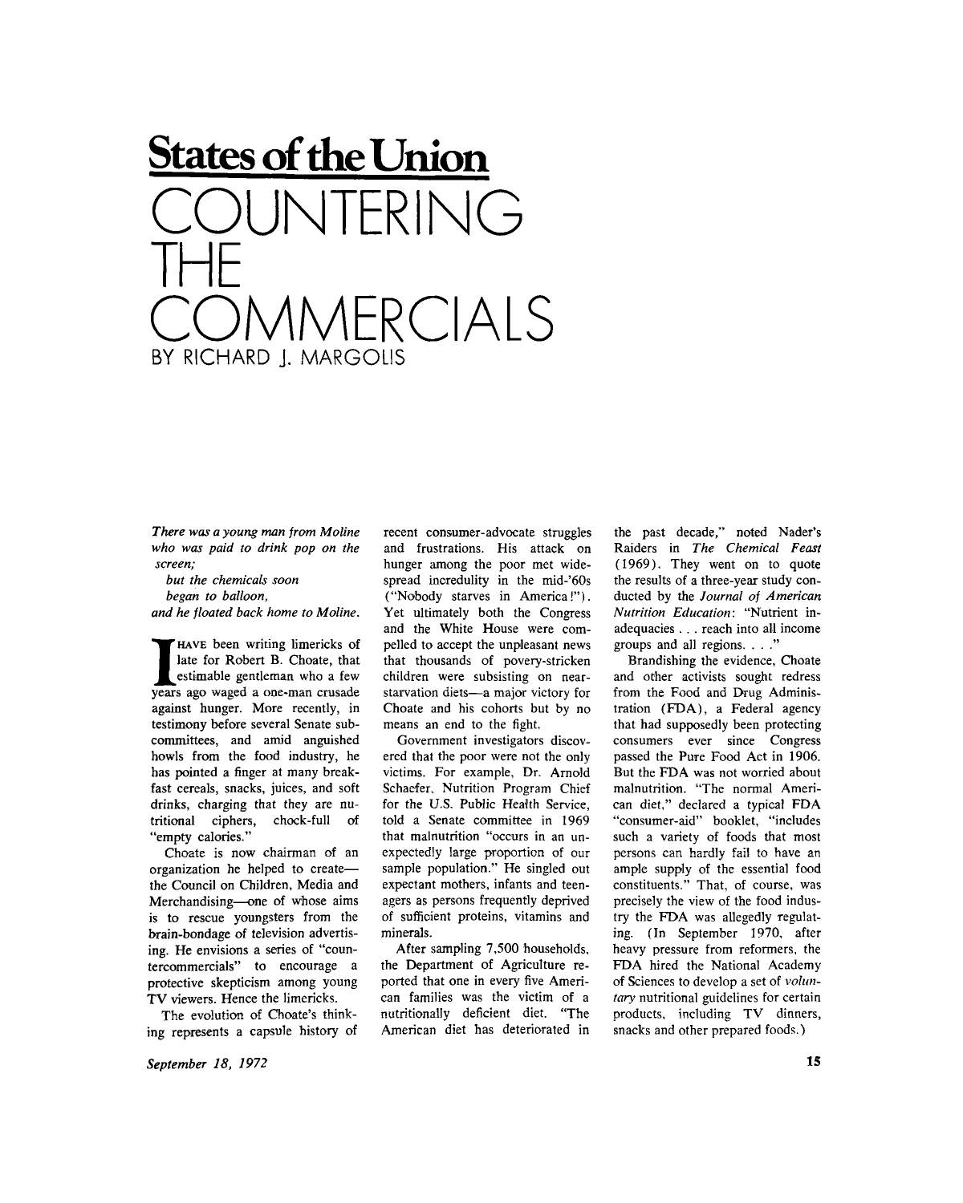# States of the Union

# COUNTERING THE COMMERCIALS

## BY RICHARD J. MARGOLIS

*There was a young man from Moline*
*who was paid to drink pop on the screen;*
*but the chemicals soon*
*began to balloon,*
*and he floated back home to Moline.*

I HAVE been writing limericks of late for Robert B. Choate, that estimable gentleman who a few years ago waged a one-man crusade against hunger. More recently, in testimony before several Senate subcommittees, and amid anguished howls from the food industry, he has pointed a finger at many breakfast cereals, snacks, juices, and soft drinks, charging that they are nutritional ciphers, chock-full of "empty calories."

Choate is now chairman of an organization he helped to create—the Council on Children, Media and Merchandising—one of whose aims is to rescue youngsters from the brain-bondage of television advertising. He envisions a series of "countercommercials" to encourage a protective skepticism among young TV viewers. Hence the limericks.

The evolution of Choate's thinking represents a capsule history of recent consumer-advocate struggles and frustrations. His attack on hunger among the poor met widespread incredulity in the mid-'60s ("Nobody starves in America!"). Yet ultimately both the Congress and the White House were compelled to accept the unpleasant news that thousands of povery-stricken children were subsisting on near-starvation diets—a major victory for Choate and his cohorts but by no means an end to the fight.

Government investigators discovered that the poor were not the only victims. For example, Dr. Arnold Schaefer, Nutrition Program Chief for the U.S. Public Health Service, told a Senate committee in 1969 that malnutrition "occurs in an unexpectedly large proportion of our sample population." He singled out expectant mothers, infants and teenagers as persons frequently deprived of sufficient proteins, vitamins and minerals.

After sampling 7,500 households, the Department of Agriculture reported that one in every five American families was the victim of a nutritionally deficient diet. "The American diet has deteriorated in the past decade," noted Nader's Raiders in *The Chemical Feast* (1969). They went on to quote the results of a three-year study conducted by the *Journal of American Nutrition Education*: "Nutrient inadequacies . . . reach into all income groups and all regions. . . ."

Brandishing the evidence, Choate and other activists sought redress from the Food and Drug Administration (FDA), a Federal agency that had supposedly been protecting consumers ever since Congress passed the Pure Food Act in 1906. But the FDA was not worried about malnutrition. "The normal American diet," declared a typical FDA "consumer-aid" booklet, "includes such a variety of foods that most persons can hardly fail to have an ample supply of the essential food constituents." That, of course, was precisely the view of the food industry the FDA was allegedly regulating. (In September 1970, after heavy pressure from reformers, the FDA hired the National Academy of Sciences to develop a set of *voluntary* nutritional guidelines for certain products, including TV dinners, snacks and other prepared foods.)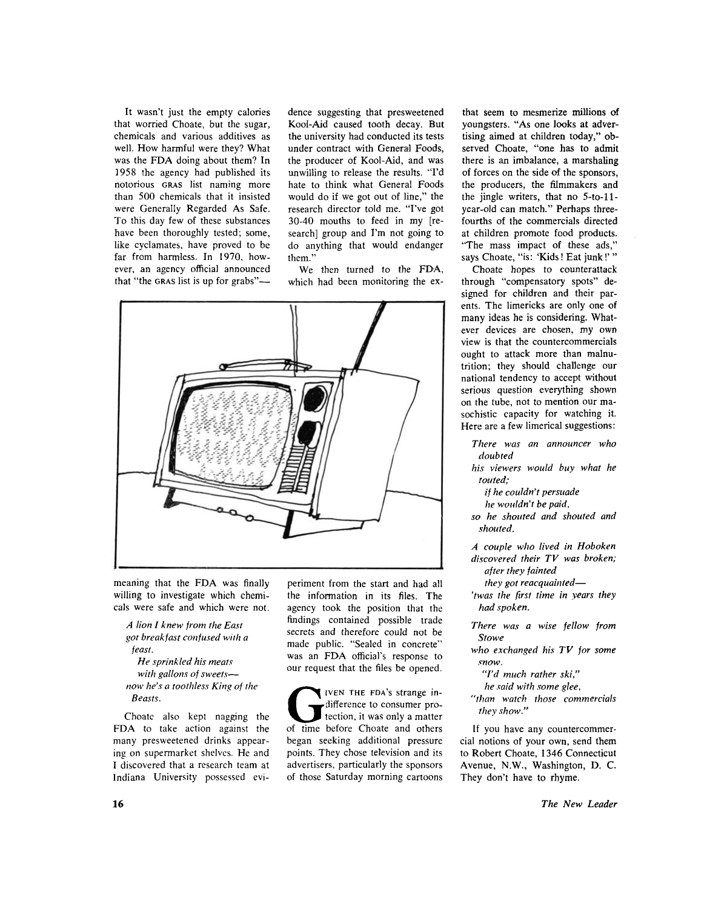It wasn't just the empty calories that worried Choate, but the sugar, chemicals and various additives as well. How harmful were they? What was the FDA doing about them? In 1958 the agency had published its notorious GRAS list naming more than 500 chemicals that it insisted were Generally Regarded As Safe. To this day few of these substances have been thoroughly tested; some, like cyclamates, have proved to be far from harmless. In 1970, however, an agency official announced that "the GRAS list is up for grabs"—meaning that the FDA was finally willing to investigate which chemicals were safe and which were not.

*A lion I knew from the East*
*got breakfast confused with a*
*feast.*
*He sprinkled his meats*
*with gallons of sweets—*
*now he's a toothless King of the*
*Beasts.*

Choate also kept nagging the FDA to take action against the many presweetened drinks appearing on supermarket shelves. He and I discovered that a research team at Indiana University possessed evidence suggesting that presweetened Kool-Aid caused tooth decay. But the university had conducted its tests under contract with General Foods, the producer of Kool-Aid, and was unwilling to release the results. "I'd hate to think what General Foods would do if we got out of line," the research director told me. "I've got 30-40 mouths to feed in my [research] group and I'm not going to do anything that would endanger them."

We then turned to the FDA, which had been monitoring the experiment from the start and had all the information in its files. The agency took the position that the findings contained possible trade secrets and therefore could not be made public. "Sealed in concrete" was an FDA official's response to our request that the files be opened.

GIVEN THE FDA's strange indifference to consumer protection, it was only a matter of time before Choate and others began seeking additional pressure points. They chose television and its advertisers, particularly the sponsors of those Saturday morning cartoons that seem to mesmerize millions of youngsters. "As one looks at advertising aimed at children today," observed Choate, "one has to admit there is an imbalance, a marshaling of forces on the side of the sponsors, the producers, the filmmakers and the jingle writers, that no 5-to-11-year-old can match." Perhaps three-fourths of the commercials directed at children promote food products. "The mass impact of these ads," says Choate, "is: 'Kids! Eat junk!' "

Choate hopes to counterattack through "compensatory spots" designed for children and their parents. The limericks are only one of many ideas he is considering. Whatever devices are chosen, my own view is that the countercommercials ought to attack more than malnutrition; they should challenge our national tendency to accept without serious question everything shown on the tube, not to mention our masochistic capacity for watching it. Here are a few limerical suggestions:

*There was an announcer who*
*doubted*
*his viewers would buy what he*
*touted;*
*if he couldn't persuade*
*he wouldn't be paid,*
*so he shouted and shouted and*
*shouted.*

*A couple who lived in Hoboken*
*discovered their TV was broken;*
*after they fainted*
*they got reacquainted—*
*'twas the first time in years they*
*had spoken.*

*There was a wise fellow from*
*Stowe*
*who exchanged his TV for some*
*snow.*
*"I'd much rather ski,"*
*he said with some glee,*
*"than watch those commercials*
*they show."*

If you have any countercommercial notions of your own, send them to Robert Choate, 1346 Connecticut Avenue, N.W., Washington, D. C. They don't have to rhyme.